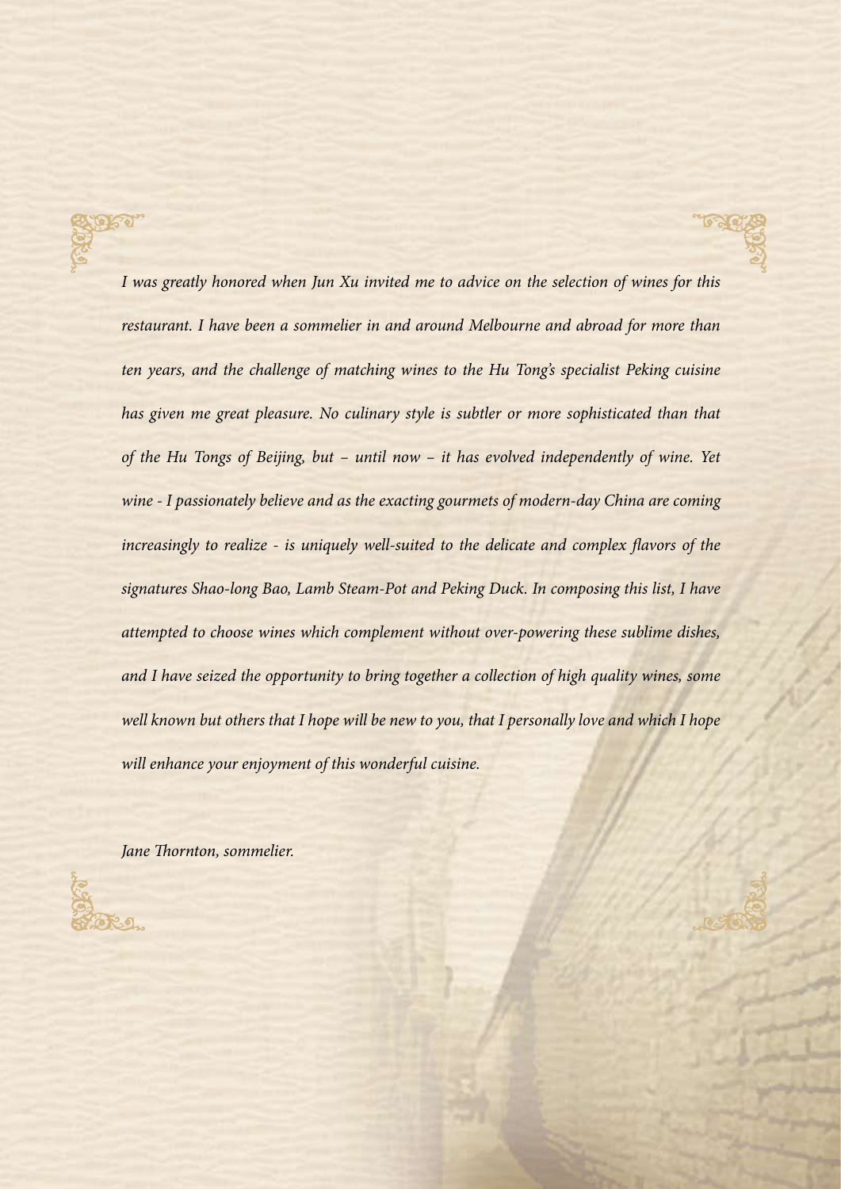*I was greatly honored when Jun Xu invited me to advice on the selection of wines for this restaurant. I have been a sommelier in and around Melbourne and abroad for more than ten years, and the challenge of matching wines to the Hu Tong's specialist Peking cuisine has given me great pleasure. No culinary style is subtler or more sophisticated than that of the Hu Tongs of Beijing, but – until now – it has evolved independently of wine. Yet wine - I passionately believe and as the exacting gourmets of modern-day China are coming increasingly to realize - is uniquely well-suited to the delicate and complex flavors of the signatures Shao-long Bao, Lamb Steam-Pot and Peking Duck. In composing this list, I have attempted to choose wines which complement without over-powering these sublime dishes, and I have seized the opportunity to bring together a collection of high quality wines, some well known but others that I hope will be new to you, that I personally love and which I hope will enhance your enjoyment of this wonderful cuisine.*

*Jane Thornton, sommelier.*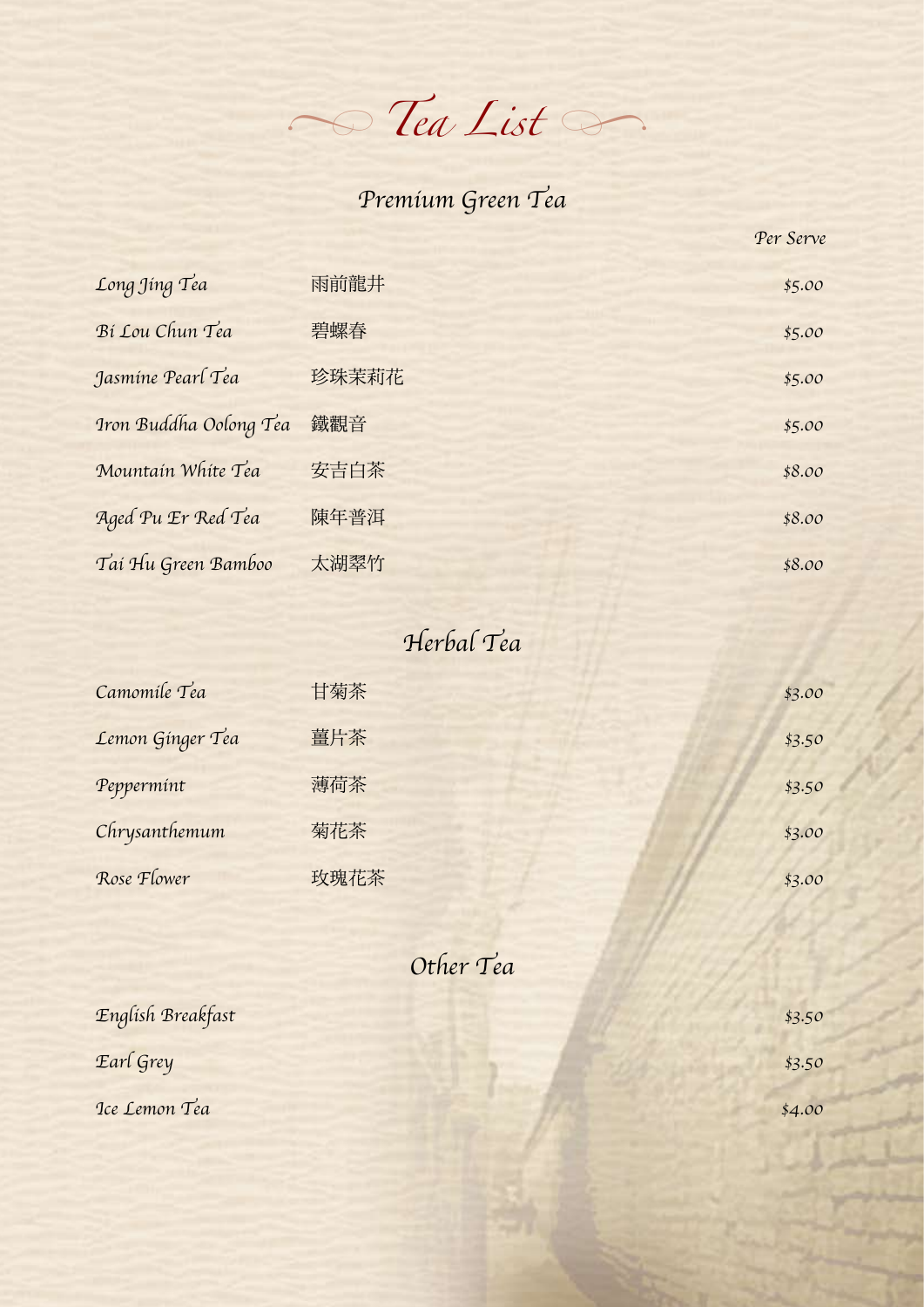# Tea List

## Premium Green Tea

| | | Per Serve |
|---|---|---|
| Long Jing Tea | 雨前龍井 | $5.00 |
| Bi Lou Chun Tea | 碧螺春 | $5.00 |
| Jasmine Pearl Tea | 珍珠茉莉花 | $5.00 |
| Iron Buddha Oolong Tea | 鐵觀音 | $5.00 |
| Mountain White Tea | 安吉白茶 | $8.00 |
| Aged Pu Er Red Tea | 陳年普洱 | $8.00 |
| Tai Hu Green Bamboo | 太湖翠竹 | $8.00 |

## Herbal Tea

| | | |
|---|---|---|
| Camomile Tea | 甘菊茶 | $3.00 |
| Lemon Ginger Tea | 薑片茶 | $3.50 |
| Peppermint | 薄荷茶 | $3.50 |
| Chrysanthemum | 菊花茶 | $3.00 |
| Rose Flower | 玫瑰花茶 | $3.00 |

## Other Tea

| | |
|---|---|
| English Breakfast | $3.50 |
| Earl Grey | $3.50 |
| Ice Lemon Tea | $4.00 |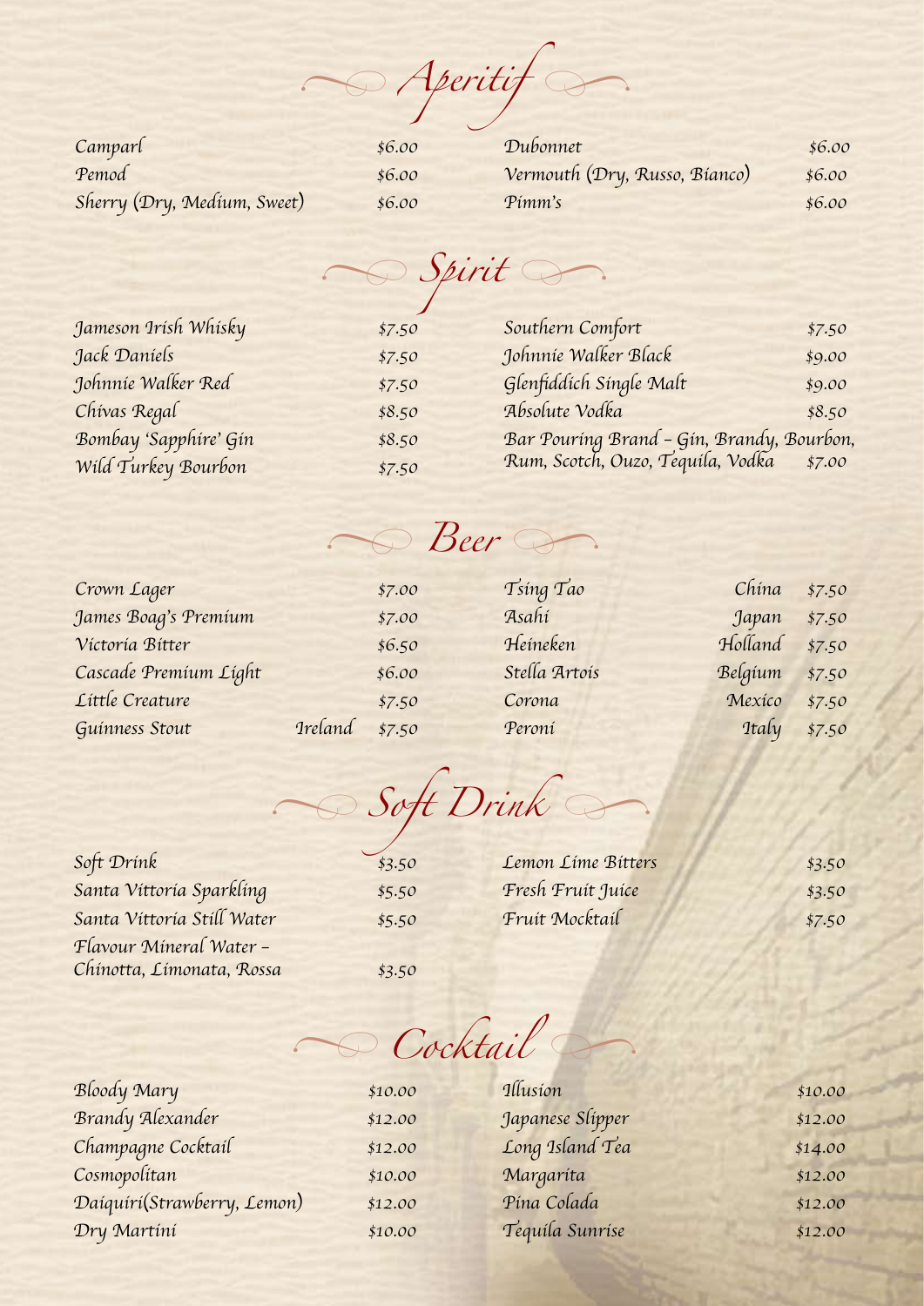## Aperitif

| Item | Price |
| --- | --- |
| Camparl | $6.00 |
| Pemod | $6.00 |
| Sherry (Dry, Medium, Sweet) | $6.00 |
| Dubonnet | $6.00 |
| Vermouth (Dry, Russo, Bianco) | $6.00 |
| Pimm's | $6.00 |

## Spirit

| Item | Price |
| --- | --- |
| Jameson Irish Whisky | $7.50 |
| Jack Daniels | $7.50 |
| Johnnie Walker Red | $7.50 |
| Chivas Regal | $8.50 |
| Bombay 'Sapphire' Gin | $8.50 |
| Wild Turkey Bourbon | $7.50 |
| Southern Comfort | $7.50 |
| Johnnie Walker Black | $9.00 |
| Glenfiddich Single Malt | $9.00 |
| Absolute Vodka | $8.50 |
| Bar Pouring Brand – Gin, Brandy, Bourbon, Rum, Scotch, Ouzo, Tequila, Vodka | $7.00 |

## Beer

| Item | Origin | Price |
| --- | --- | --- |
| Crown Lager | | $7.00 |
| James Boag's Premium | | $7.00 |
| Victoria Bitter | | $6.50 |
| Cascade Premium Light | | $6.00 |
| Little Creature | | $7.50 |
| Guinness Stout | Ireland | $7.50 |
| Tsing Tao | China | $7.50 |
| Asahi | Japan | $7.50 |
| Heineken | Holland | $7.50 |
| Stella Artois | Belgium | $7.50 |
| Corona | Mexico | $7.50 |
| Peroni | Italy | $7.50 |

## Soft Drink

| Item | Price |
| --- | --- |
| Soft Drink | $3.50 |
| Santa Vittoria Sparkling | $5.50 |
| Santa Vittoria Still Water | $5.50 |
| Flavour Mineral Water – Chinotta, Limonata, Rossa | $3.50 |
| Lemon Lime Bitters | $3.50 |
| Fresh Fruit Juice | $3.50 |
| Fruit Mocktail | $7.50 |

## Cocktail

| Item | Price |
| --- | --- |
| Bloody Mary | $10.00 |
| Brandy Alexander | $12.00 |
| Champagne Cocktail | $12.00 |
| Cosmopolitan | $10.00 |
| Daiquiri(Strawberry, Lemon) | $12.00 |
| Dry Martini | $10.00 |
| Illusion | $10.00 |
| Japanese Slipper | $12.00 |
| Long Island Tea | $14.00 |
| Margarita | $12.00 |
| Pina Colada | $12.00 |
| Tequila Sunrise | $12.00 |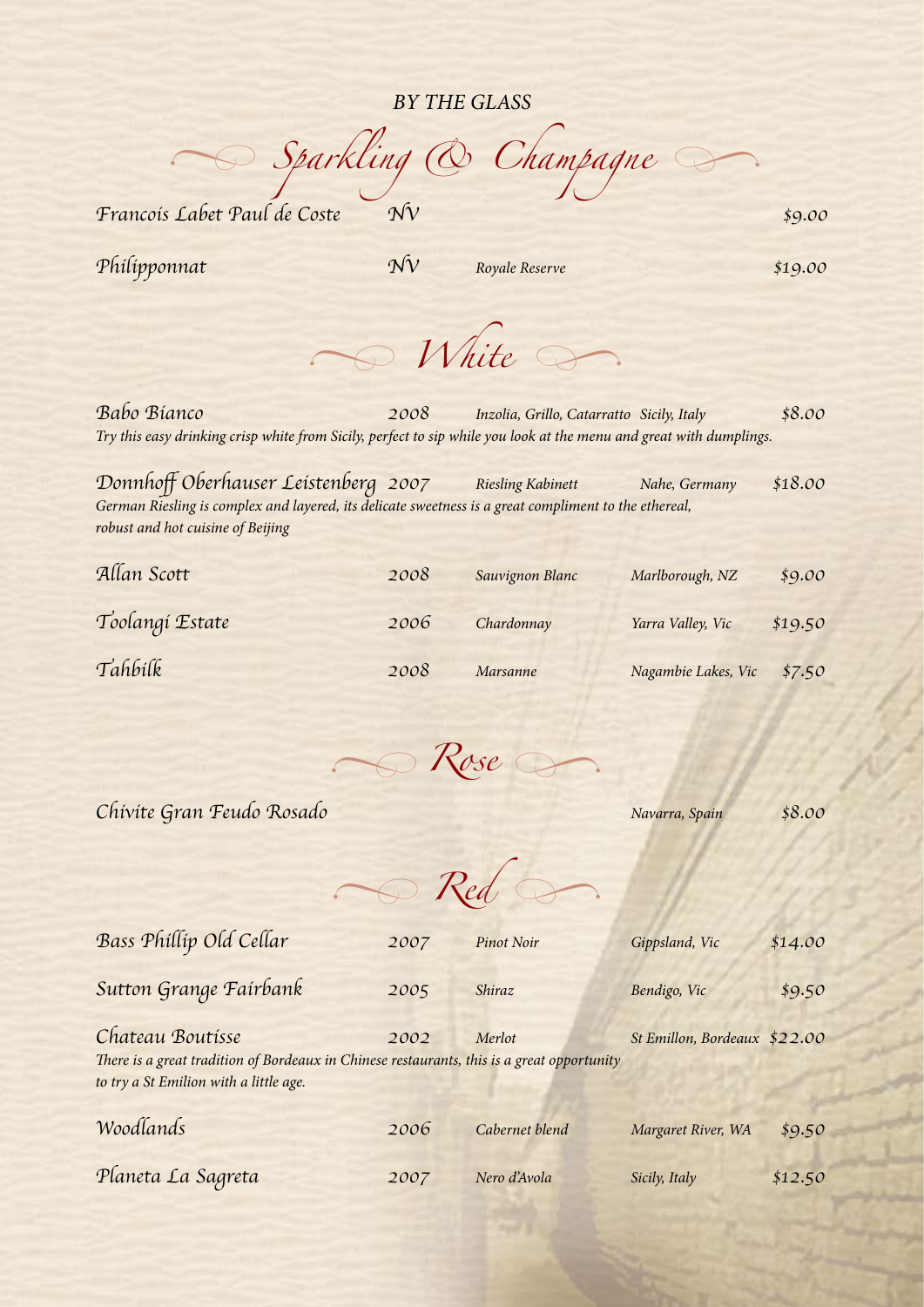*BY THE GLASS*

## Sparkling & Champagne

| Wine | Vintage | Style | Region | Price |
|---|---|---|---|---|
| Francois Labet Paul de Coste | NV | | | $9.00 |
| Philipponnat | NV | *Royale Reserve* | | $19.00 |

## White

| Wine | Vintage | Style | Region | Price |
|---|---|---|---|---|
| Babo Bianco | 2008 | *Inzolia, Grillo, Catarratto* | *Sicily, Italy* | $8.00 |

*Try this easy drinking crisp white from Sicily, perfect to sip while you look at the menu and great with dumplings.*

| Wine | Vintage | Style | Region | Price |
|---|---|---|---|---|
| Donnhoff Oberhauser Leistenberg | 2007 | *Riesling Kabinett* | *Nahe, Germany* | $18.00 |

*German Riesling is complex and layered, its delicate sweetness is a great compliment to the ethereal, robust and hot cuisine of Beijing*

| Wine | Vintage | Style | Region | Price |
|---|---|---|---|---|
| Allan Scott | 2008 | *Sauvignon Blanc* | *Marlborough, NZ* | $9.00 |
| Toolangi Estate | 2006 | *Chardonnay* | *Yarra Valley, Vic* | $19.50 |
| Tahbilk | 2008 | *Marsanne* | *Nagambie Lakes, Vic* | $7.50 |

## Rose

| Wine | Vintage | Style | Region | Price |
|---|---|---|---|---|
| Chivite Gran Feudo Rosado | | | *Navarra, Spain* | $8.00 |

## Red

| Wine | Vintage | Style | Region | Price |
|---|---|---|---|---|
| Bass Phillip Old Cellar | 2007 | *Pinot Noir* | *Gippsland, Vic* | $14.00 |
| Sutton Grange Fairbank | 2005 | *Shiraz* | *Bendigo, Vic* | $9.50 |
| Chateau Boutisse | 2002 | *Merlot* | *St Emillon, Bordeaux* | $22.00 |

*There is a great tradition of Bordeaux in Chinese restaurants, this is a great opportunity to try a St Emilion with a little age.*

| Wine | Vintage | Style | Region | Price |
|---|---|---|---|---|
| Woodlands | 2006 | *Cabernet blend* | *Margaret River, WA* | $9.50 |
| Planeta La Sagreta | 2007 | *Nero d'Avola* | *Sicily, Italy* | $12.50 |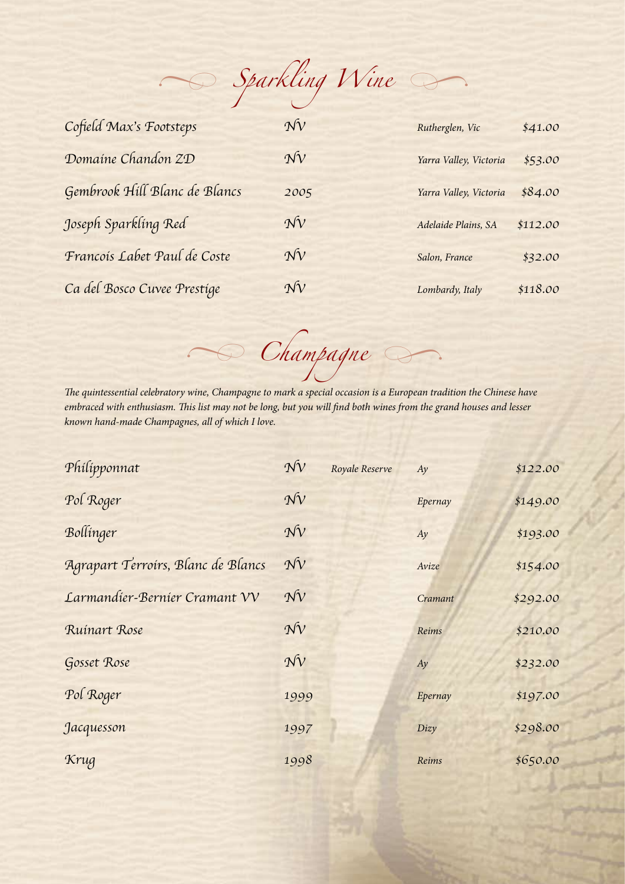## Sparkling Wine

| | | | |
|---|---|---|---|
| Cofield Max's Footsteps | NV | Rutherglen, Vic | $41.00 |
| Domaine Chandon ZD | NV | Yarra Valley, Victoria | $53.00 |
| Gembrook Hill Blanc de Blancs | 2005 | Yarra Valley, Victoria | $84.00 |
| Joseph Sparkling Red | NV | Adelaide Plains, SA | $112.00 |
| Francois Labet Paul de Coste | NV | Salon, France | $32.00 |
| Ca del Bosco Cuvee Prestige | NV | Lombardy, Italy | $118.00 |

## Champagne

*The quintessential celebratory wine, Champagne to mark a special occasion is a European tradition the Chinese have embraced with enthusiasm. This list may not be long, but you will find both wines from the grand houses and lesser known hand-made Champagnes, all of which I love.*

| | | | | |
|---|---|---|---|---|
| Philipponnat | NV | Royale Reserve | Ay | $122.00 |
| Pol Roger | NV | | Epernay | $149.00 |
| Bollinger | NV | | Ay | $193.00 |
| Agrapart Terroirs, Blanc de Blancs | NV | | Avize | $154.00 |
| Larmandier-Bernier Cramant VV | NV | | Cramant | $292.00 |
| Ruinart Rose | NV | | Reims | $210.00 |
| Gosset Rose | NV | | Ay | $232.00 |
| Pol Roger | 1999 | | Epernay | $197.00 |
| Jacquesson | 1997 | | Dizy | $298.00 |
| Krug | 1998 | | Reims | $650.00 |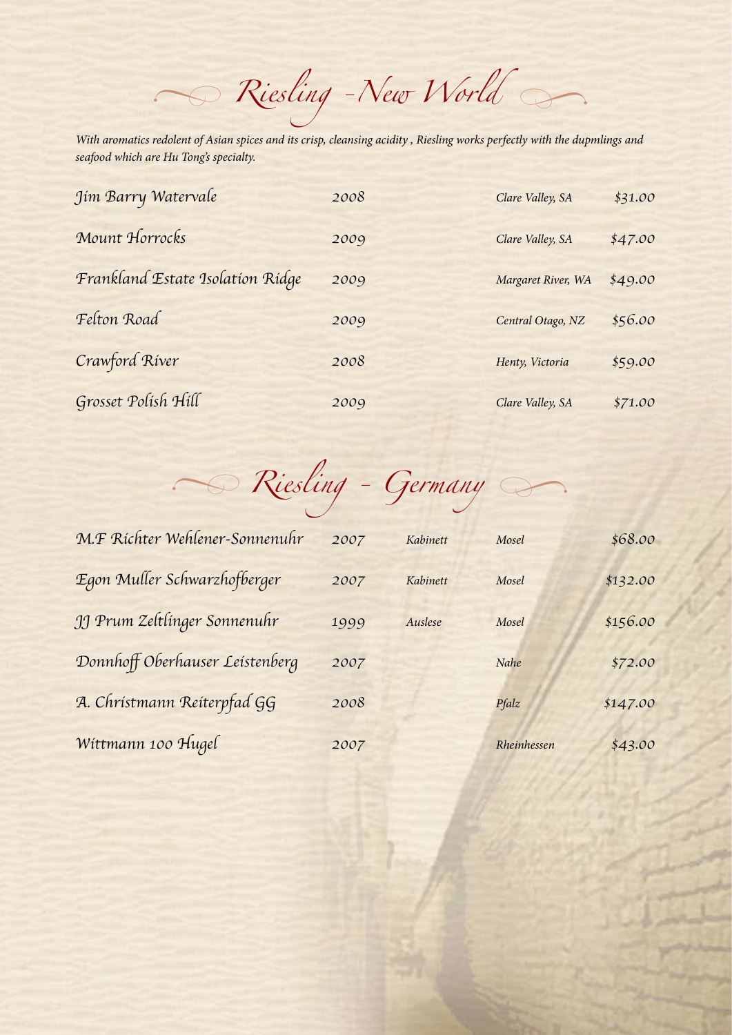# Riesling - New World

*With aromatics redolent of Asian spices and its crisp, cleansing acidity , Riesling works perfectly with the dupmlings and seafood which are Hu Tong's specialty.*

| Wine | Vintage | Region | Price |
|---|---|---|---|
| Jim Barry Watervale | 2008 | Clare Valley, SA | $31.00 |
| Mount Horrocks | 2009 | Clare Valley, SA | $47.00 |
| Frankland Estate Isolation Ridge | 2009 | Margaret River, WA | $49.00 |
| Felton Road | 2009 | Central Otago, NZ | $56.00 |
| Crawford River | 2008 | Henty, Victoria | $59.00 |
| Grosset Polish Hill | 2009 | Clare Valley, SA | $71.00 |

# Riesling - Germany

| Wine | Vintage | Style | Region | Price |
|---|---|---|---|---|
| M.F Richter Wehlener-Sonnenuhr | 2007 | Kabinett | Mosel | $68.00 |
| Egon Muller Schwarzhofberger | 2007 | Kabinett | Mosel | $132.00 |
| JJ Prum Zeltlinger Sonnenuhr | 1999 | Auslese | Mosel | $156.00 |
| Donnhoff Oberhauser Leistenberg | 2007 | | Nahe | $72.00 |
| A. Christmann Reiterpfad GG | 2008 | | Pfalz | $147.00 |
| Wittmann 100 Hugel | 2007 | | Rheinhessen | $43.00 |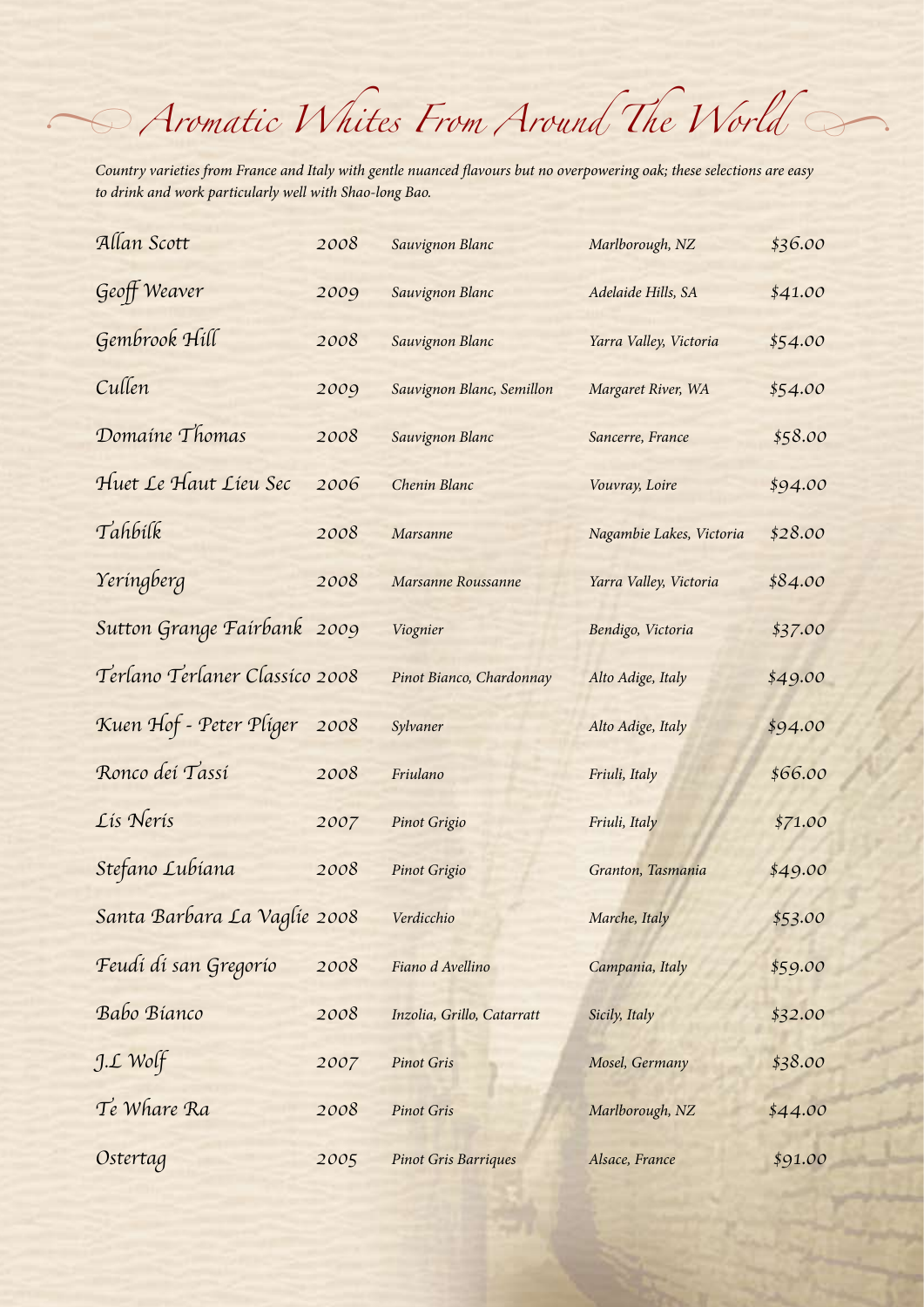# Aromatic Whites From Around The World

*Country varieties from France and Italy with gentle nuanced flavours but no overpowering oak; these selections are easy to drink and work particularly well with Shao-long Bao.*

| | | | | |
|---|---|---|---|---|
| Allan Scott | 2008 | *Sauvignon Blanc* | *Marlborough, NZ* | $36.00 |
| Geoff Weaver | 2009 | *Sauvignon Blanc* | *Adelaide Hills, SA* | $41.00 |
| Gembrook Hill | 2008 | *Sauvignon Blanc* | *Yarra Valley, Victoria* | $54.00 |
| Cullen | 2009 | *Sauvignon Blanc, Semillon* | *Margaret River, WA* | $54.00 |
| Domaine Thomas | 2008 | *Sauvignon Blanc* | *Sancerre, France* | $58.00 |
| Huet Le Haut Lieu Sec | 2006 | *Chenin Blanc* | *Vouvray, Loire* | $94.00 |
| Tahbilk | 2008 | *Marsanne* | *Nagambie Lakes, Victoria* | $28.00 |
| Yeringberg | 2008 | *Marsanne Roussanne* | *Yarra Valley, Victoria* | $84.00 |
| Sutton Grange Fairbank | 2009 | *Viognier* | *Bendigo, Victoria* | $37.00 |
| Terlano Terlaner Classico | 2008 | *Pinot Bianco, Chardonnay* | *Alto Adige, Italy* | $49.00 |
| Kuen Hof - Peter Pliger | 2008 | *Sylvaner* | *Alto Adige, Italy* | $94.00 |
| Ronco dei Tassi | 2008 | *Friulano* | *Friuli, Italy* | $66.00 |
| Lis Neris | 2007 | *Pinot Grigio* | *Friuli, Italy* | $71.00 |
| Stefano Lubiana | 2008 | *Pinot Grigio* | *Granton, Tasmania* | $49.00 |
| Santa Barbara La Vaglie | 2008 | *Verdicchio* | *Marche, Italy* | $53.00 |
| Feudi di san Gregorio | 2008 | *Fiano d Avellino* | *Campania, Italy* | $59.00 |
| Babo Bianco | 2008 | *Inzolia, Grillo, Catarratt* | *Sicily, Italy* | $32.00 |
| J.L Wolf | 2007 | *Pinot Gris* | *Mosel, Germany* | $38.00 |
| Te Whare Ra | 2008 | *Pinot Gris* | *Marlborough, NZ* | $44.00 |
| Ostertag | 2005 | *Pinot Gris Barriques* | *Alsace, France* | $91.00 |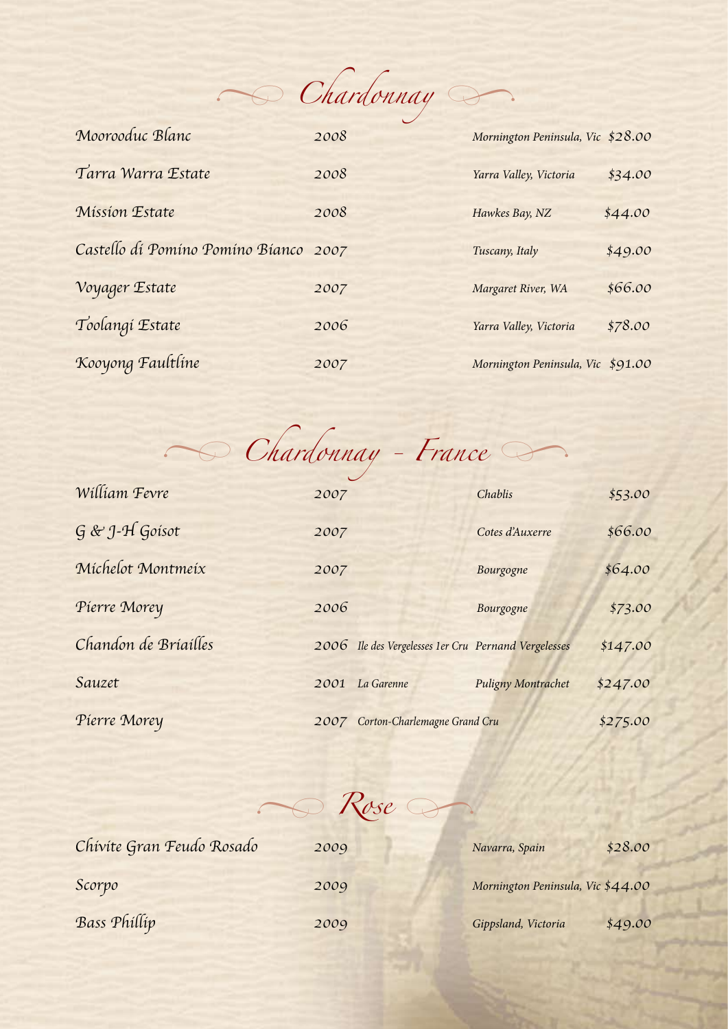## Chardonnay

| Wine | Vintage | Region | Price |
| --- | --- | --- | --- |
| Moorooduc Blanc | 2008 | Mornington Peninsula, Vic | $28.00 |
| Tarra Warra Estate | 2008 | Yarra Valley, Victoria | $34.00 |
| Mission Estate | 2008 | Hawkes Bay, NZ | $44.00 |
| Castello di Pomino Pomino Bianco | 2007 | Tuscany, Italy | $49.00 |
| Voyager Estate | 2007 | Margaret River, WA | $66.00 |
| Toolangi Estate | 2006 | Yarra Valley, Victoria | $78.00 |
| Kooyong Faultline | 2007 | Mornington Peninsula, Vic | $91.00 |

## Chardonnay - France

| Wine | Vintage | Vineyard | Region | Price |
| --- | --- | --- | --- | --- |
| William Fevre | 2007 | | Chablis | $53.00 |
| G & J-H Goisot | 2007 | | Cotes d'Auxerre | $66.00 |
| Michelot Montmeix | 2007 | | Bourgogne | $64.00 |
| Pierre Morey | 2006 | | Bourgogne | $73.00 |
| Chandon de Briailles | 2006 | Ile des Vergelesses 1er Cru | Pernand Vergelesses | $147.00 |
| Sauzet | 2001 | La Garenne | Puligny Montrachet | $247.00 |
| Pierre Morey | 2007 | Corton-Charlemagne Grand Cru | | $275.00 |

## Rose

| Wine | Vintage | Region | Price |
| --- | --- | --- | --- |
| Chivite Gran Feudo Rosado | 2009 | Navarra, Spain | $28.00 |
| Scorpo | 2009 | Mornington Peninsula, Vic | $44.00 |
| Bass Phillip | 2009 | Gippsland, Victoria | $49.00 |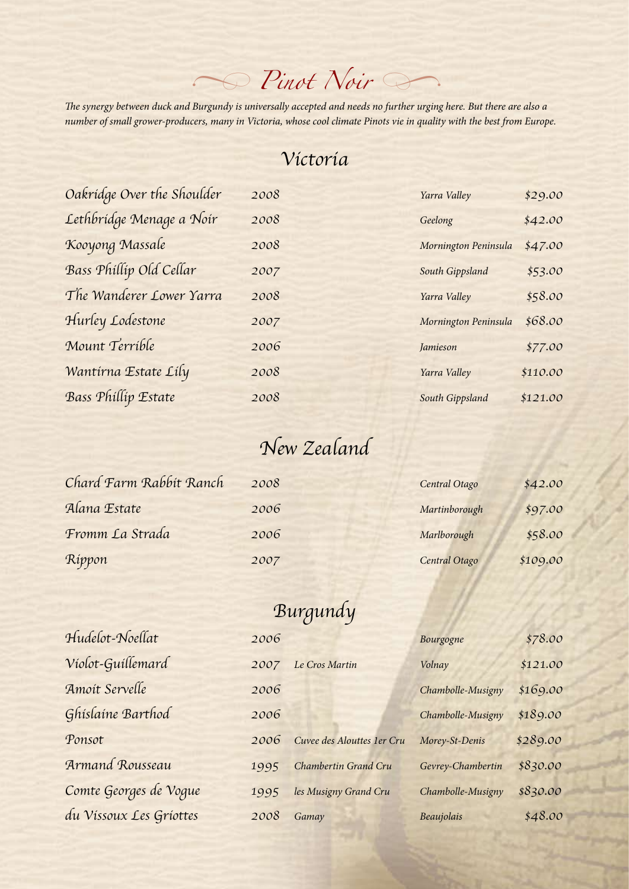# Pinot Noir

*The synergy between duck and Burgundy is universally accepted and needs no further urging here. But there are also a number of small grower-producers, many in Victoria, whose cool climate Pinots vie in quality with the best from Europe.*

## Victoria

| Wine | Vintage | | Region | Price |
|---|---|---|---|---|
| Oakridge Over the Shoulder | 2008 | | *Yarra Valley* | $29.00 |
| Lethbridge Menage a Noir | 2008 | | *Geelong* | $42.00 |
| Kooyong Massale | 2008 | | *Mornington Peninsula* | $47.00 |
| Bass Phillip Old Cellar | 2007 | | *South Gippsland* | $53.00 |
| The Wanderer Lower Yarra | 2008 | | *Yarra Valley* | $58.00 |
| Hurley Lodestone | 2007 | | *Mornington Peninsula* | $68.00 |
| Mount Terrible | 2006 | | *Jamieson* | $77.00 |
| Wantirna Estate Lily | 2008 | | *Yarra Valley* | $110.00 |
| Bass Phillip Estate | 2008 | | *South Gippsland* | $121.00 |

## New Zealand

| Wine | Vintage | | Region | Price |
|---|---|---|---|---|
| Chard Farm Rabbit Ranch | 2008 | | *Central Otago* | $42.00 |
| Alana Estate | 2006 | | *Martinborough* | $97.00 |
| Fromm La Strada | 2006 | | *Marlborough* | $58.00 |
| Rippon | 2007 | | *Central Otago* | $109.00 |

## Burgundy

| Wine | Vintage | | Region | Price |
|---|---|---|---|---|
| Hudelot-Noellat | 2006 | | *Bourgogne* | $78.00 |
| Violot-Guillemard | 2007 | *Le Cros Martin* | *Volnay* | $121.00 |
| Amoit Servelle | 2006 | | *Chambolle-Musigny* | $169.00 |
| Ghislaine Barthod | 2006 | | *Chambolle-Musigny* | $189.00 |
| Ponsot | 2006 | *Cuvee des Alouttes 1er Cru* | *Morey-St-Denis* | $289.00 |
| Armand Rousseau | 1995 | *Chambertin Grand Cru* | *Gevrey-Chambertin* | $830.00 |
| Comte Georges de Vogue | 1995 | *les Musigny Grand Cru* | *Chambolle-Musigny* | $830.00 |
| du Vissoux Les Griottes | 2008 | *Gamay* | *Beaujolais* | $48.00 |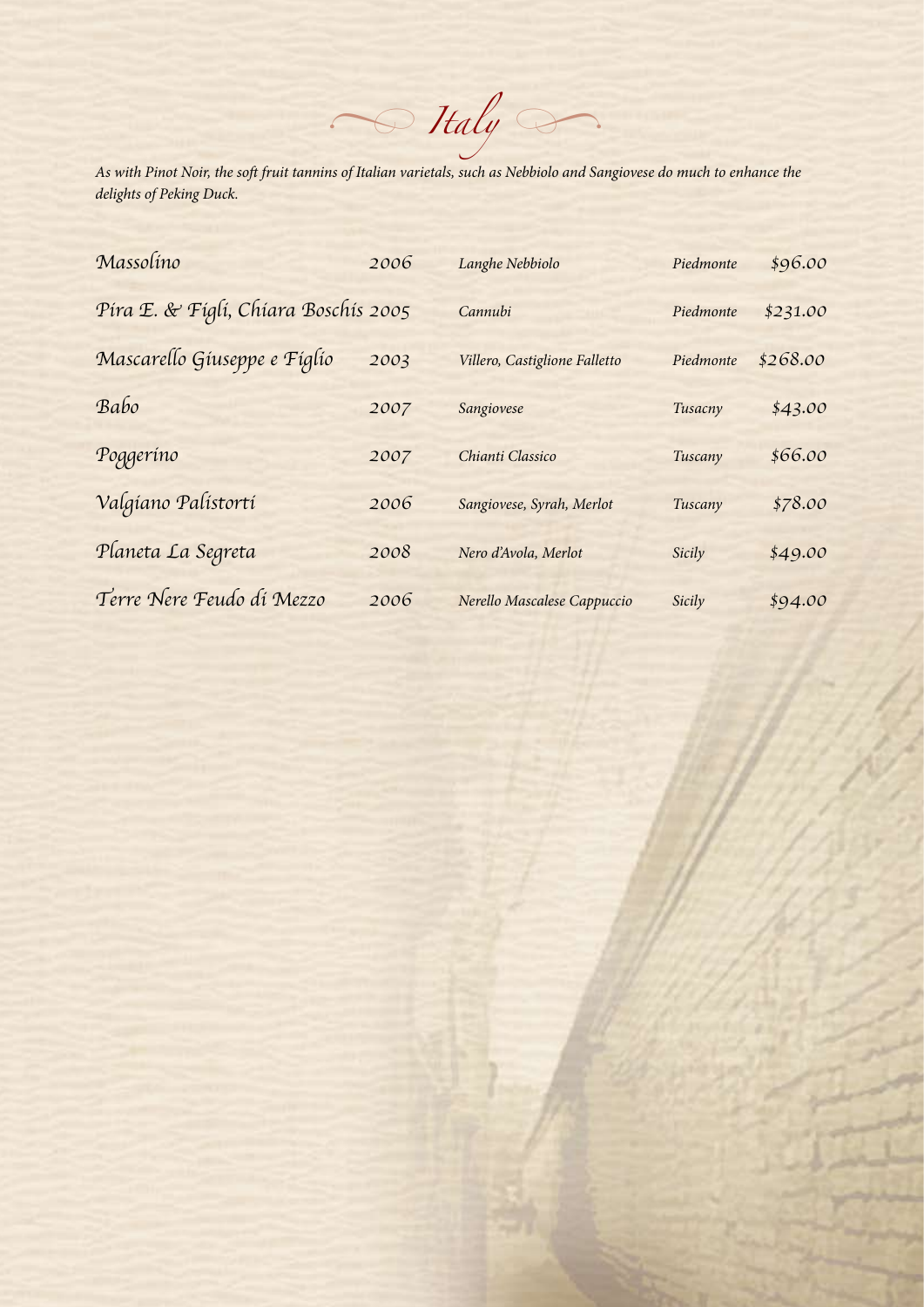# *Italy*

*As with Pinot Noir, the soft fruit tannins of Italian varietals, such as Nebbiolo and Sangiovese do much to enhance the delights of Peking Duck.*

| | | | | |
|---|---|---|---|---|
| Massolino | 2006 | *Langhe Nebbiolo* | *Piedmonte* | $96.00 |
| Pira E. & Figli, Chiara Boschis | 2005 | *Cannubi* | *Piedmonte* | $231.00 |
| Mascarello Giuseppe e Figlio | 2003 | *Villero, Castiglione Falletto* | *Piedmonte* | $268.00 |
| Babo | 2007 | *Sangiovese* | *Tusacny* | $43.00 |
| Poggerino | 2007 | *Chianti Classico* | *Tuscany* | $66.00 |
| Valgiano Palistorti | 2006 | *Sangiovese, Syrah, Merlot* | *Tuscany* | $78.00 |
| Planeta La Segreta | 2008 | *Nero d'Avola, Merlot* | *Sicily* | $49.00 |
| Terre Nere Feudo di Mezzo | 2006 | *Nerello Mascalese Cappuccio* | *Sicily* | $94.00 |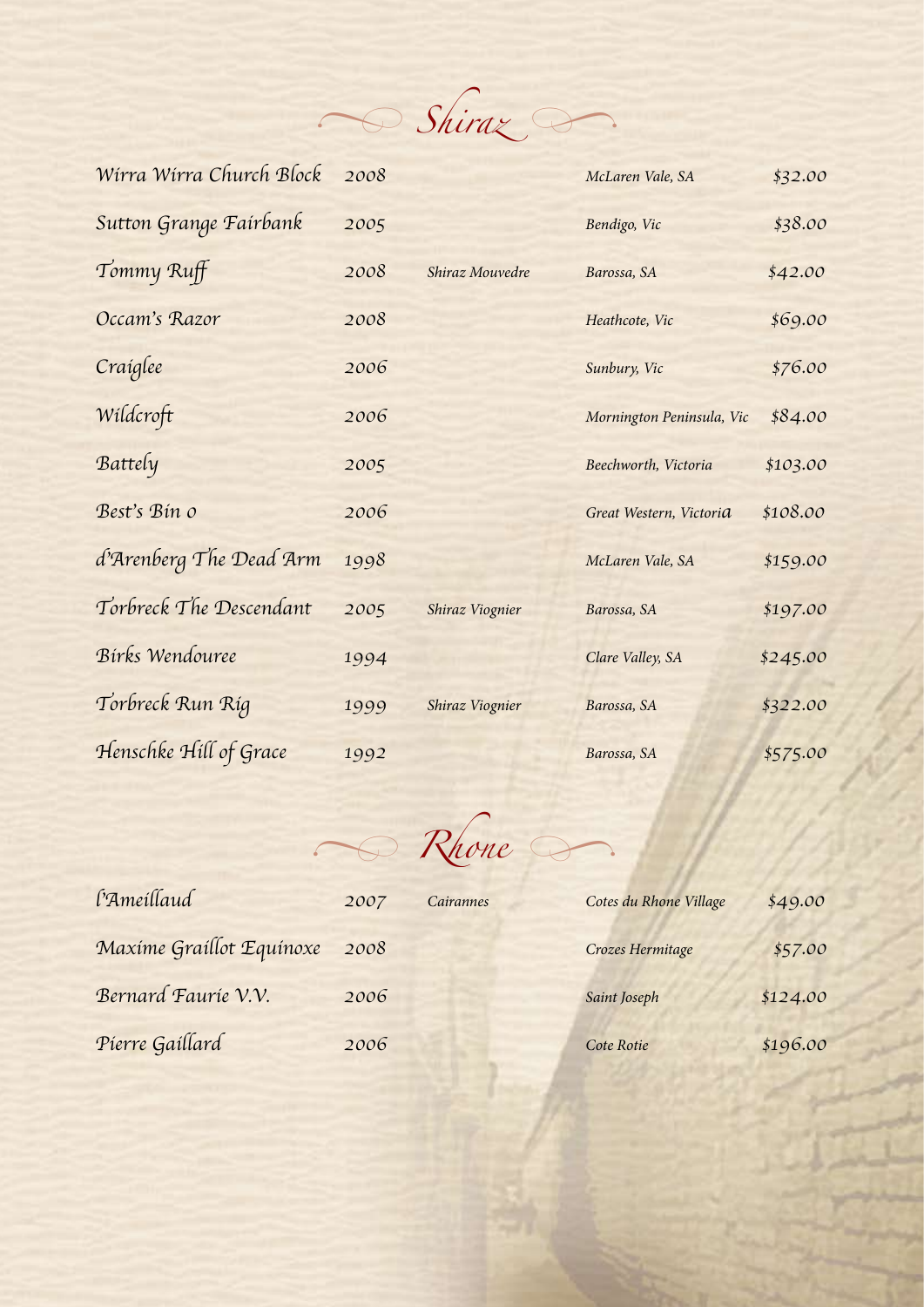## Shiraz

| | | | | |
|---|---|---|---|---|
| Wirra Wirra Church Block | 2008 | | McLaren Vale, SA | $32.00 |
| Sutton Grange Fairbank | 2005 | | Bendigo, Vic | $38.00 |
| Tommy Ruff | 2008 | Shiraz Mouvedre | Barossa, SA | $42.00 |
| Occam's Razor | 2008 | | Heathcote, Vic | $69.00 |
| Craiglee | 2006 | | Sunbury, Vic | $76.00 |
| Wildcroft | 2006 | | Mornington Peninsula, Vic | $84.00 |
| Battely | 2005 | | Beechworth, Victoria | $103.00 |
| Best's Bin 0 | 2006 | | Great Western, Victoria | $108.00 |
| d'Arenberg The Dead Arm | 1998 | | McLaren Vale, SA | $159.00 |
| Torbreck The Descendant | 2005 | Shiraz Viognier | Barossa, SA | $197.00 |
| Birks Wendouree | 1994 | | Clare Valley, SA | $245.00 |
| Torbreck Run Rig | 1999 | Shiraz Viognier | Barossa, SA | $322.00 |
| Henschke Hill of Grace | 1992 | | Barossa, SA | $575.00 |

## Rhone

| | | | | |
|---|---|---|---|---|
| l'Ameillaud | 2007 | Cairannes | Cotes du Rhone Village | $49.00 |
| Maxime Graillot Equinoxe | 2008 | | Crozes Hermitage | $57.00 |
| Bernard Faurie V.V. | 2006 | | Saint Joseph | $124.00 |
| Pierre Gaillard | 2006 | | Cote Rotie | $196.00 |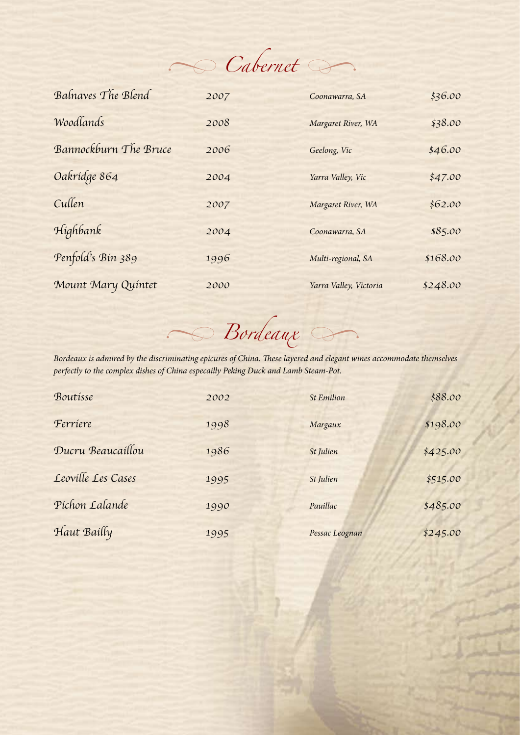## Cabernet

| | | | |
|---|---|---|---|
| Balnaves The Blend | 2007 | *Coonawarra, SA* | $36.00 |
| Woodlands | 2008 | *Margaret River, WA* | $38.00 |
| Bannockburn The Bruce | 2006 | *Geelong, Vic* | $46.00 |
| Oakridge 864 | 2004 | *Yarra Valley, Vic* | $47.00 |
| Cullen | 2007 | *Margaret River, WA* | $62.00 |
| Highbank | 2004 | *Coonawarra, SA* | $85.00 |
| Penfold's Bin 389 | 1996 | *Multi-regional, SA* | $168.00 |
| Mount Mary Quintet | 2000 | *Yarra Valley, Victoria* | $248.00 |

## Bordeaux

*Bordeaux is admired by the discriminating epicures of China. These layered and elegant wines accommodate themselves perfectly to the complex dishes of China especailly Peking Duck and Lamb Steam-Pot.*

| | | | |
|---|---|---|---|
| Boutisse | 2002 | *St Emilion* | $88.00 |
| Ferriere | 1998 | *Margaux* | $198.00 |
| Ducru Beaucaillou | 1986 | *St Julien* | $425.00 |
| Leoville Les Cases | 1995 | *St Julien* | $515.00 |
| Pichon Lalande | 1990 | *Pauillac* | $485.00 |
| Haut Bailly | 1995 | *Pessac Leognan* | $245.00 |